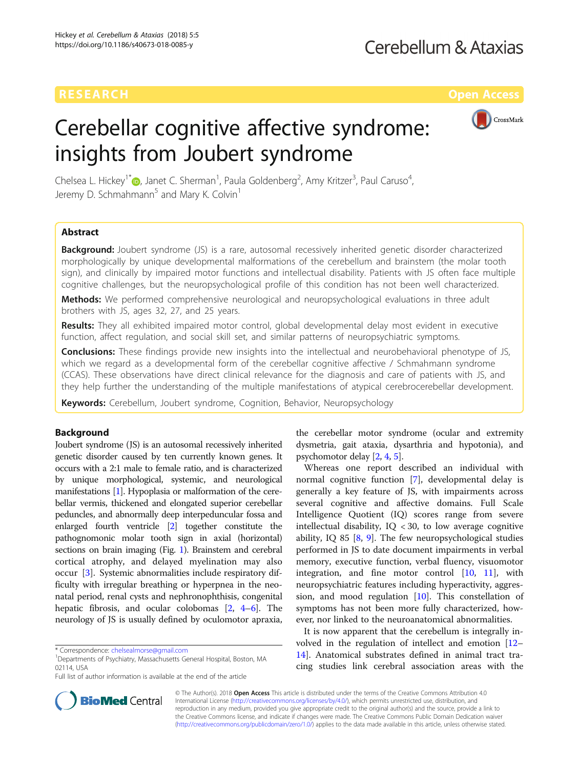RESEARCH Open Access

# Cerebellar cognitive affective syndrome: insights from Joubert syndrome

Chelsea L. Hickey[1*], Janet C. Sherman[1], Paula Goldenberg[2], Amy Kritzer[3], Paul Caruso[4], Jeremy D. Schmahmann[5] and Mary K. Colvin[1]

## Abstract

**Background:** Joubert syndrome (JS) is a rare, autosomal recessively inherited genetic disorder characterized morphologically by unique developmental malformations of the cerebellum and brainstem (the molar tooth sign), and clinically by impaired motor functions and intellectual disability. Patients with JS often face multiple cognitive challenges, but the neuropsychological profile of this condition has not been well characterized.

**Methods:** We performed comprehensive neurological and neuropsychological evaluations in three adult brothers with JS, ages 32, 27, and 25 years.

**Results:** They all exhibited impaired motor control, global developmental delay most evident in executive function, affect regulation, and social skill set, and similar patterns of neuropsychiatric symptoms.

**Conclusions:** These findings provide new insights into the intellectual and neurobehavioral phenotype of JS, which we regard as a developmental form of the cerebellar cognitive affective / Schmahmann syndrome (CCAS). These observations have direct clinical relevance for the diagnosis and care of patients with JS, and they help further the understanding of the multiple manifestations of atypical cerebrocerebellar development.

**Keywords:** Cerebellum, Joubert syndrome, Cognition, Behavior, Neuropsychology

## Background

Joubert syndrome (JS) is an autosomal recessively inherited genetic disorder caused by ten currently known genes. It occurs with a 2:1 male to female ratio, and is characterized by unique morphological, systemic, and neurological manifestations [1]. Hypoplasia or malformation of the cerebellar vermis, thickened and elongated superior cerebellar peduncles, and abnormally deep interpeduncular fossa and enlarged fourth ventricle [2] together constitute the pathognomonic molar tooth sign in axial (horizontal) sections on brain imaging (Fig. 1). Brainstem and cerebral cortical atrophy, and delayed myelination may also occur [3]. Systemic abnormalities include respiratory difficulty with irregular breathing or hyperpnea in the neonatal period, renal cysts and nephronophthisis, congenital hepatic fibrosis, and ocular colobomas [2, 4–6]. The neurology of JS is usually defined by oculomotor apraxia, the cerebellar motor syndrome (ocular and extremity dysmetria, gait ataxia, dysarthria and hypotonia), and psychomotor delay [2, 4, 5].

Whereas one report described an individual with normal cognitive function [7], developmental delay is generally a key feature of JS, with impairments across several cognitive and affective domains. Full Scale Intelligence Quotient (IQ) scores range from severe intellectual disability, IQ < 30, to low average cognitive ability, IQ 85 [8, 9]. The few neuropsychological studies performed in JS to date document impairments in verbal memory, executive function, verbal fluency, visuomotor integration, and fine motor control [10, 11], with neuropsychiatric features including hyperactivity, aggression, and mood regulation [10]. This constellation of symptoms has not been more fully characterized, however, nor linked to the neuroanatomical abnormalities.

It is now apparent that the cerebellum is integrally involved in the regulation of intellect and emotion [12–14]. Anatomical substrates defined in animal tract tracing studies link cerebral association areas with the

\* Correspondence: chelsealmorse@gmail.com
[1]Departments of Psychiatry, Massachusetts General Hospital, Boston, MA 02114, USA
Full list of author information is available at the end of the article

© The Author(s). 2018 **Open Access** This article is distributed under the terms of the Creative Commons Attribution 4.0 International License (http://creativecommons.org/licenses/by/4.0/), which permits unrestricted use, distribution, and reproduction in any medium, provided you give appropriate credit to the original author(s) and the source, provide a link to the Creative Commons license, and indicate if changes were made. The Creative Commons Public Domain Dedication waiver (http://creativecommons.org/publicdomain/zero/1.0/) applies to the data made available in this article, unless otherwise stated.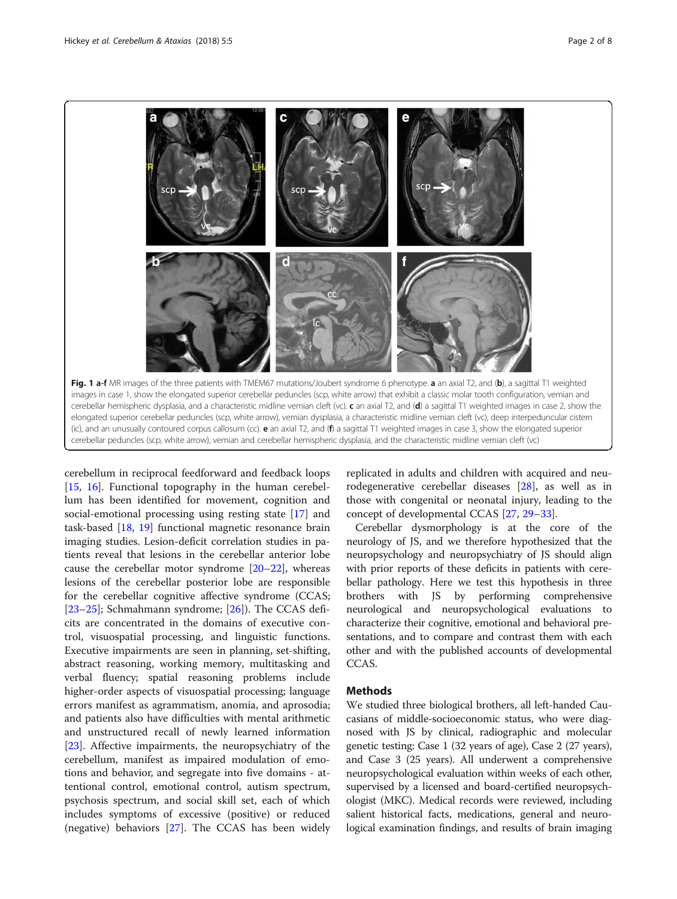**Fig. 1 a-f** MR images of the three patients with TMEM67 mutations/Joubert syndrome 6 phenotype. **a** an axial T2, and (**b**), a sagittal T1 weighted images in case 1, show the elongated superior cerebellar peduncles (scp, white arrow) that exhibit a classic molar tooth configuration, vemian and cerebellar hemispheric dysplasia, and a characteristic midline vemian cleft (vc). **c** an axial T2, and (**d**) a sagittal T1 weighted images in case 2, show the elongated superior cerebellar peduncles (scp, white arrow), vemian dysplasia, a characteristic midline vemian cleft (vc), deep interpeduncular cistern (ic), and an unusually contoured corpus callosum (cc). **e** an axial T2, and (**f**) a sagittal T1 weighted images in case 3, show the elongated superior cerebellar peduncles (scp, white arrow), vemian and cerebellar hemispheric dysplasia, and the characteristic midline vemian cleft (vc)

cerebellum in reciprocal feedforward and feedback loops [15, 16]. Functional topography in the human cerebellum has been identified for movement, cognition and social-emotional processing using resting state [17] and task-based [18, 19] functional magnetic resonance brain imaging studies. Lesion-deficit correlation studies in patients reveal that lesions in the cerebellar anterior lobe cause the cerebellar motor syndrome [20–22], whereas lesions of the cerebellar posterior lobe are responsible for the cerebellar cognitive affective syndrome (CCAS; [23–25]; Schmahmann syndrome; [26]). The CCAS deficits are concentrated in the domains of executive control, visuospatial processing, and linguistic functions. Executive impairments are seen in planning, set-shifting, abstract reasoning, working memory, multitasking and verbal fluency; spatial reasoning problems include higher-order aspects of visuospatial processing; language errors manifest as agrammatism, anomia, and aprosodia; and patients also have difficulties with mental arithmetic and unstructured recall of newly learned information [23]. Affective impairments, the neuropsychiatry of the cerebellum, manifest as impaired modulation of emotions and behavior, and segregate into five domains - attentional control, emotional control, autism spectrum, psychosis spectrum, and social skill set, each of which includes symptoms of excessive (positive) or reduced (negative) behaviors [27]. The CCAS has been widely replicated in adults and children with acquired and neurodegenerative cerebellar diseases [28], as well as in those with congenital or neonatal injury, leading to the concept of developmental CCAS [27, 29–33].

Cerebellar dysmorphology is at the core of the neurology of JS, and we therefore hypothesized that the neuropsychology and neuropsychiatry of JS should align with prior reports of these deficits in patients with cerebellar pathology. Here we test this hypothesis in three brothers with JS by performing comprehensive neurological and neuropsychological evaluations to characterize their cognitive, emotional and behavioral presentations, and to compare and contrast them with each other and with the published accounts of developmental CCAS.

## Methods

We studied three biological brothers, all left-handed Caucasians of middle-socioeconomic status, who were diagnosed with JS by clinical, radiographic and molecular genetic testing: Case 1 (32 years of age), Case 2 (27 years), and Case 3 (25 years). All underwent a comprehensive neuropsychological evaluation within weeks of each other, supervised by a licensed and board-certified neuropsychologist (MKC). Medical records were reviewed, including salient historical facts, medications, general and neurological examination findings, and results of brain imaging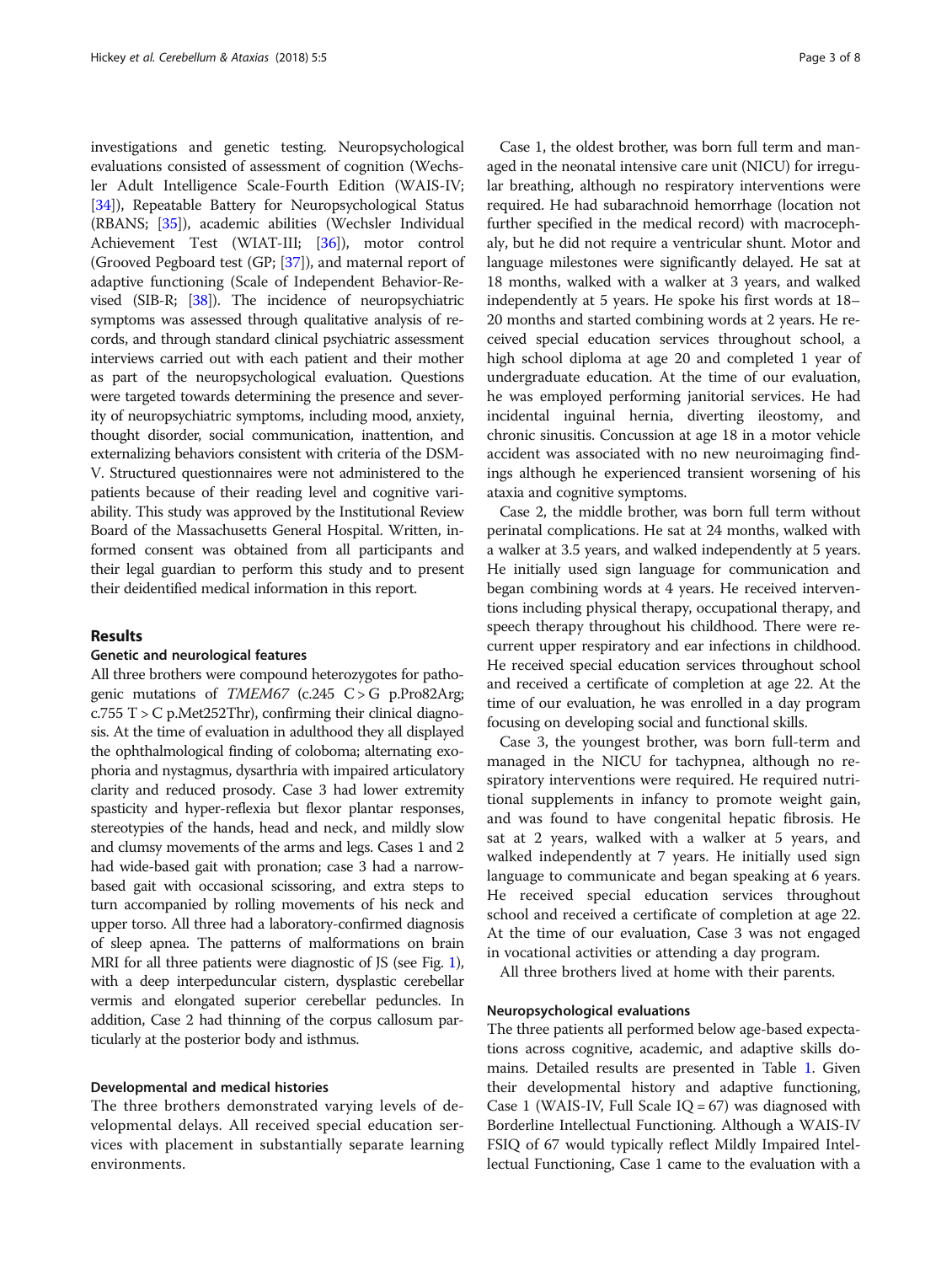investigations and genetic testing. Neuropsychological evaluations consisted of assessment of cognition (Wechsler Adult Intelligence Scale-Fourth Edition (WAIS-IV; [34]), Repeatable Battery for Neuropsychological Status (RBANS; [35]), academic abilities (Wechsler Individual Achievement Test (WIAT-III; [36]), motor control (Grooved Pegboard test (GP; [37]), and maternal report of adaptive functioning (Scale of Independent Behavior-Revised (SIB-R; [38]). The incidence of neuropsychiatric symptoms was assessed through qualitative analysis of records, and through standard clinical psychiatric assessment interviews carried out with each patient and their mother as part of the neuropsychological evaluation. Questions were targeted towards determining the presence and severity of neuropsychiatric symptoms, including mood, anxiety, thought disorder, social communication, inattention, and externalizing behaviors consistent with criteria of the DSM-V. Structured questionnaires were not administered to the patients because of their reading level and cognitive variability. This study was approved by the Institutional Review Board of the Massachusetts General Hospital. Written, informed consent was obtained from all participants and their legal guardian to perform this study and to present their deidentified medical information in this report.

## Results

### Genetic and neurological features

All three brothers were compound heterozygotes for pathogenic mutations of *TMEM67* (c.245 C > G p.Pro82Arg; c.755 T > C p.Met252Thr), confirming their clinical diagnosis. At the time of evaluation in adulthood they all displayed the ophthalmological finding of coloboma; alternating exophoria and nystagmus, dysarthria with impaired articulatory clarity and reduced prosody. Case 3 had lower extremity spasticity and hyper-reflexia but flexor plantar responses, stereotypies of the hands, head and neck, and mildly slow and clumsy movements of the arms and legs. Cases 1 and 2 had wide-based gait with pronation; case 3 had a narrow-based gait with occasional scissoring, and extra steps to turn accompanied by rolling movements of his neck and upper torso. All three had a laboratory-confirmed diagnosis of sleep apnea. The patterns of malformations on brain MRI for all three patients were diagnostic of JS (see Fig. 1), with a deep interpeduncular cistern, dysplastic cerebellar vermis and elongated superior cerebellar peduncles. In addition, Case 2 had thinning of the corpus callosum particularly at the posterior body and isthmus.

### Developmental and medical histories

The three brothers demonstrated varying levels of developmental delays. All received special education services with placement in substantially separate learning environments.

Case 1, the oldest brother, was born full term and managed in the neonatal intensive care unit (NICU) for irregular breathing, although no respiratory interventions were required. He had subarachnoid hemorrhage (location not further specified in the medical record) with macrocephaly, but he did not require a ventricular shunt. Motor and language milestones were significantly delayed. He sat at 18 months, walked with a walker at 3 years, and walked independently at 5 years. He spoke his first words at 18–20 months and started combining words at 2 years. He received special education services throughout school, a high school diploma at age 20 and completed 1 year of undergraduate education. At the time of our evaluation, he was employed performing janitorial services. He had incidental inguinal hernia, diverting ileostomy, and chronic sinusitis. Concussion at age 18 in a motor vehicle accident was associated with no new neuroimaging findings although he experienced transient worsening of his ataxia and cognitive symptoms.

Case 2, the middle brother, was born full term without perinatal complications. He sat at 24 months, walked with a walker at 3.5 years, and walked independently at 5 years. He initially used sign language for communication and began combining words at 4 years. He received interventions including physical therapy, occupational therapy, and speech therapy throughout his childhood. There were recurrent upper respiratory and ear infections in childhood. He received special education services throughout school and received a certificate of completion at age 22. At the time of our evaluation, he was enrolled in a day program focusing on developing social and functional skills.

Case 3, the youngest brother, was born full-term and managed in the NICU for tachypnea, although no respiratory interventions were required. He required nutritional supplements in infancy to promote weight gain, and was found to have congenital hepatic fibrosis. He sat at 2 years, walked with a walker at 5 years, and walked independently at 7 years. He initially used sign language to communicate and began speaking at 6 years. He received special education services throughout school and received a certificate of completion at age 22. At the time of our evaluation, Case 3 was not engaged in vocational activities or attending a day program.

All three brothers lived at home with their parents.

### Neuropsychological evaluations

The three patients all performed below age-based expectations across cognitive, academic, and adaptive skills domains. Detailed results are presented in Table 1. Given their developmental history and adaptive functioning, Case 1 (WAIS-IV, Full Scale IQ = 67) was diagnosed with Borderline Intellectual Functioning. Although a WAIS-IV FSIQ of 67 would typically reflect Mildly Impaired Intellectual Functioning, Case 1 came to the evaluation with a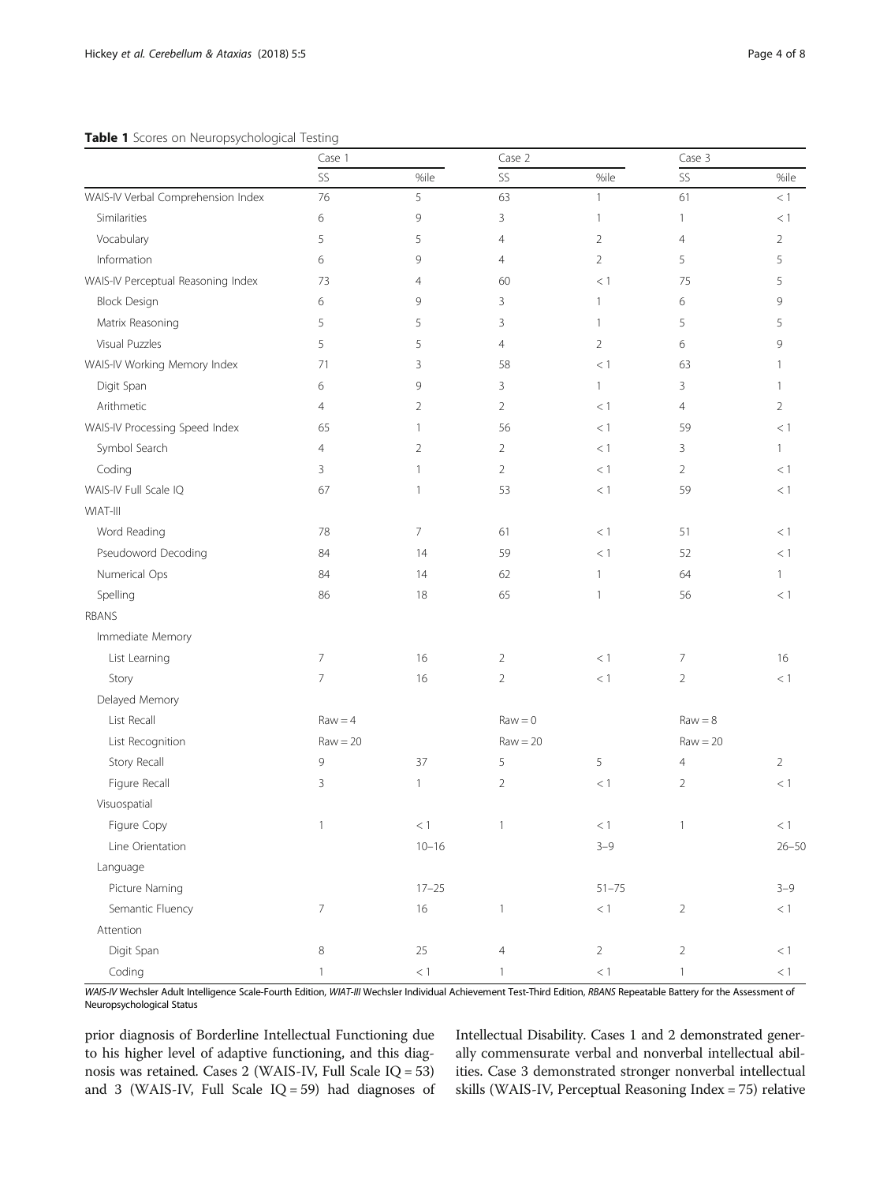**Table 1** Scores on Neuropsychological Testing

| | Case 1 | | Case 2 | | Case 3 | |
|---|---|---|---|---|---|---|
| | SS | %ile | SS | %ile | SS | %ile |
| WAIS-IV Verbal Comprehension Index | 76 | 5 | 63 | 1 | 61 | < 1 |
| Similarities | 6 | 9 | 3 | 1 | 1 | < 1 |
| Vocabulary | 5 | 5 | 4 | 2 | 4 | 2 |
| Information | 6 | 9 | 4 | 2 | 5 | 5 |
| WAIS-IV Perceptual Reasoning Index | 73 | 4 | 60 | < 1 | 75 | 5 |
| Block Design | 6 | 9 | 3 | 1 | 6 | 9 |
| Matrix Reasoning | 5 | 5 | 3 | 1 | 5 | 5 |
| Visual Puzzles | 5 | 5 | 4 | 2 | 6 | 9 |
| WAIS-IV Working Memory Index | 71 | 3 | 58 | < 1 | 63 | 1 |
| Digit Span | 6 | 9 | 3 | 1 | 3 | 1 |
| Arithmetic | 4 | 2 | 2 | < 1 | 4 | 2 |
| WAIS-IV Processing Speed Index | 65 | 1 | 56 | < 1 | 59 | < 1 |
| Symbol Search | 4 | 2 | 2 | < 1 | 3 | 1 |
| Coding | 3 | 1 | 2 | < 1 | 2 | < 1 |
| WAIS-IV Full Scale IQ | 67 | 1 | 53 | < 1 | 59 | < 1 |
| WIAT-III | | | | | | |
| Word Reading | 78 | 7 | 61 | < 1 | 51 | < 1 |
| Pseudoword Decoding | 84 | 14 | 59 | < 1 | 52 | < 1 |
| Numerical Ops | 84 | 14 | 62 | 1 | 64 | 1 |
| Spelling | 86 | 18 | 65 | 1 | 56 | < 1 |
| RBANS | | | | | | |
| Immediate Memory | | | | | | |
| List Learning | 7 | 16 | 2 | < 1 | 7 | 16 |
| Story | 7 | 16 | 2 | < 1 | 2 | < 1 |
| Delayed Memory | | | | | | |
| List Recall | Raw = 4 | | Raw = 0 | | Raw = 8 | |
| List Recognition | Raw = 20 | | Raw = 20 | | Raw = 20 | |
| Story Recall | 9 | 37 | 5 | 5 | 4 | 2 |
| Figure Recall | 3 | 1 | 2 | < 1 | 2 | < 1 |
| Visuospatial | | | | | | |
| Figure Copy | 1 | < 1 | 1 | < 1 | 1 | < 1 |
| Line Orientation | | 10–16 | | 3–9 | | 26–50 |
| Language | | | | | | |
| Picture Naming | | 17–25 | | 51–75 | | 3–9 |
| Semantic Fluency | 7 | 16 | 1 | < 1 | 2 | < 1 |
| Attention | | | | | | |
| Digit Span | 8 | 25 | 4 | 2 | 2 | < 1 |
| Coding | 1 | < 1 | 1 | < 1 | 1 | < 1 |

*WAIS-IV* Wechsler Adult Intelligence Scale-Fourth Edition, *WIAT-III* Wechsler Individual Achievement Test-Third Edition, *RBANS* Repeatable Battery for the Assessment of Neuropsychological Status

prior diagnosis of Borderline Intellectual Functioning due to his higher level of adaptive functioning, and this diagnosis was retained. Cases 2 (WAIS-IV, Full Scale IQ = 53) and 3 (WAIS-IV, Full Scale IQ = 59) had diagnoses of Intellectual Disability. Cases 1 and 2 demonstrated generally commensurate verbal and nonverbal intellectual abilities. Case 3 demonstrated stronger nonverbal intellectual skills (WAIS-IV, Perceptual Reasoning Index = 75) relative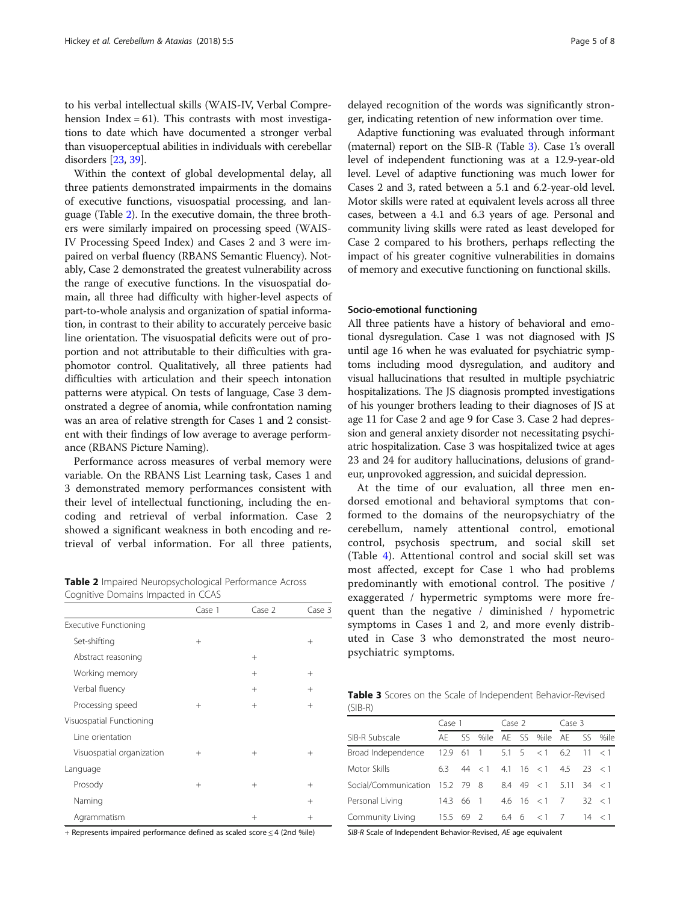to his verbal intellectual skills (WAIS-IV, Verbal Comprehension Index = 61). This contrasts with most investigations to date which have documented a stronger verbal than visuoperceptual abilities in individuals with cerebellar disorders [23, 39].

Within the context of global developmental delay, all three patients demonstrated impairments in the domains of executive functions, visuospatial processing, and language (Table 2). In the executive domain, the three brothers were similarly impaired on processing speed (WAIS-IV Processing Speed Index) and Cases 2 and 3 were impaired on verbal fluency (RBANS Semantic Fluency). Notably, Case 2 demonstrated the greatest vulnerability across the range of executive functions. In the visuospatial domain, all three had difficulty with higher-level aspects of part-to-whole analysis and organization of spatial information, in contrast to their ability to accurately perceive basic line orientation. The visuospatial deficits were out of proportion and not attributable to their difficulties with graphomotor control. Qualitatively, all three patients had difficulties with articulation and their speech intonation patterns were atypical. On tests of language, Case 3 demonstrated a degree of anomia, while confrontation naming was an area of relative strength for Cases 1 and 2 consistent with their findings of low average to average performance (RBANS Picture Naming).

Performance across measures of verbal memory were variable. On the RBANS List Learning task, Cases 1 and 3 demonstrated memory performances consistent with their level of intellectual functioning, including the encoding and retrieval of verbal information. Case 2 showed a significant weakness in both encoding and retrieval of verbal information. For all three patients, delayed recognition of the words was significantly stronger, indicating retention of new information over time.

**Table 2** Impaired Neuropsychological Performance Across Cognitive Domains Impacted in CCAS

| | Case 1 | Case 2 | Case 3 |
|---|---|---|---|
| Executive Functioning | | | |
| Set-shifting | + | | + |
| Abstract reasoning | | + | |
| Working memory | | + | + |
| Verbal fluency | | + | + |
| Processing speed | + | + | + |
| Visuospatial Functioning | | | |
| Line orientation | | | |
| Visuospatial organization | + | + | + |
| Language | | | |
| Prosody | + | + | + |
| Naming | | | + |
| Agrammatism | | + | + |

+ Represents impaired performance defined as scaled score ≤ 4 (2nd %ile)

Adaptive functioning was evaluated through informant (maternal) report on the SIB-R (Table 3). Case 1's overall level of independent functioning was at a 12.9-year-old level. Level of adaptive functioning was much lower for Cases 2 and 3, rated between a 5.1 and 6.2-year-old level. Motor skills were rated at equivalent levels across all three cases, between a 4.1 and 6.3 years of age. Personal and community living skills were rated as least developed for Case 2 compared to his brothers, perhaps reflecting the impact of his greater cognitive vulnerabilities in domains of memory and executive functioning on functional skills.

### Socio-emotional functioning

All three patients have a history of behavioral and emotional dysregulation. Case 1 was not diagnosed with JS until age 16 when he was evaluated for psychiatric symptoms including mood dysregulation, and auditory and visual hallucinations that resulted in multiple psychiatric hospitalizations. The JS diagnosis prompted investigations of his younger brothers leading to their diagnoses of JS at age 11 for Case 2 and age 9 for Case 3. Case 2 had depression and general anxiety disorder not necessitating psychiatric hospitalization. Case 3 was hospitalized twice at ages 23 and 24 for auditory hallucinations, delusions of grandeur, unprovoked aggression, and suicidal depression.

At the time of our evaluation, all three men endorsed emotional and behavioral symptoms that conformed to the domains of the neuropsychiatry of the cerebellum, namely attentional control, emotional control, psychosis spectrum, and social skill set (Table 4). Attentional control and social skill set was most affected, except for Case 1 who had problems predominantly with emotional control. The positive / exaggerated / hypermetric symptoms were more frequent than the negative / diminished / hypometric symptoms in Cases 1 and 2, and more evenly distributed in Case 3 who demonstrated the most neuropsychiatric symptoms.

**Table 3** Scores on the Scale of Independent Behavior-Revised (SIB-R)

| | Case 1 | | | Case 2 | | | Case 3 | | |
|---|---|---|---|---|---|---|---|---|---|
| SIB-R Subscale | AE | SS | %ile | AE | SS | %ile | AE | SS | %ile |
| Broad Independence | 12.9 | 61 | 1 | 5.1 | 5 | < 1 | 6.2 | 11 | < 1 |
| Motor Skills | 6.3 | 44 | < 1 | 4.1 | 16 | < 1 | 4.5 | 23 | < 1 |
| Social/Communication | 15.2 | 79 | 8 | 8.4 | 49 | < 1 | 5.11 | 34 | < 1 |
| Personal Living | 14.3 | 66 | 1 | 4.6 | 16 | < 1 | 7 | 32 | < 1 |
| Community Living | 15.5 | 69 | 2 | 6.4 | 6 | < 1 | 7 | 14 | < 1 |

*SIB-R* Scale of Independent Behavior-Revised, *AE* age equivalent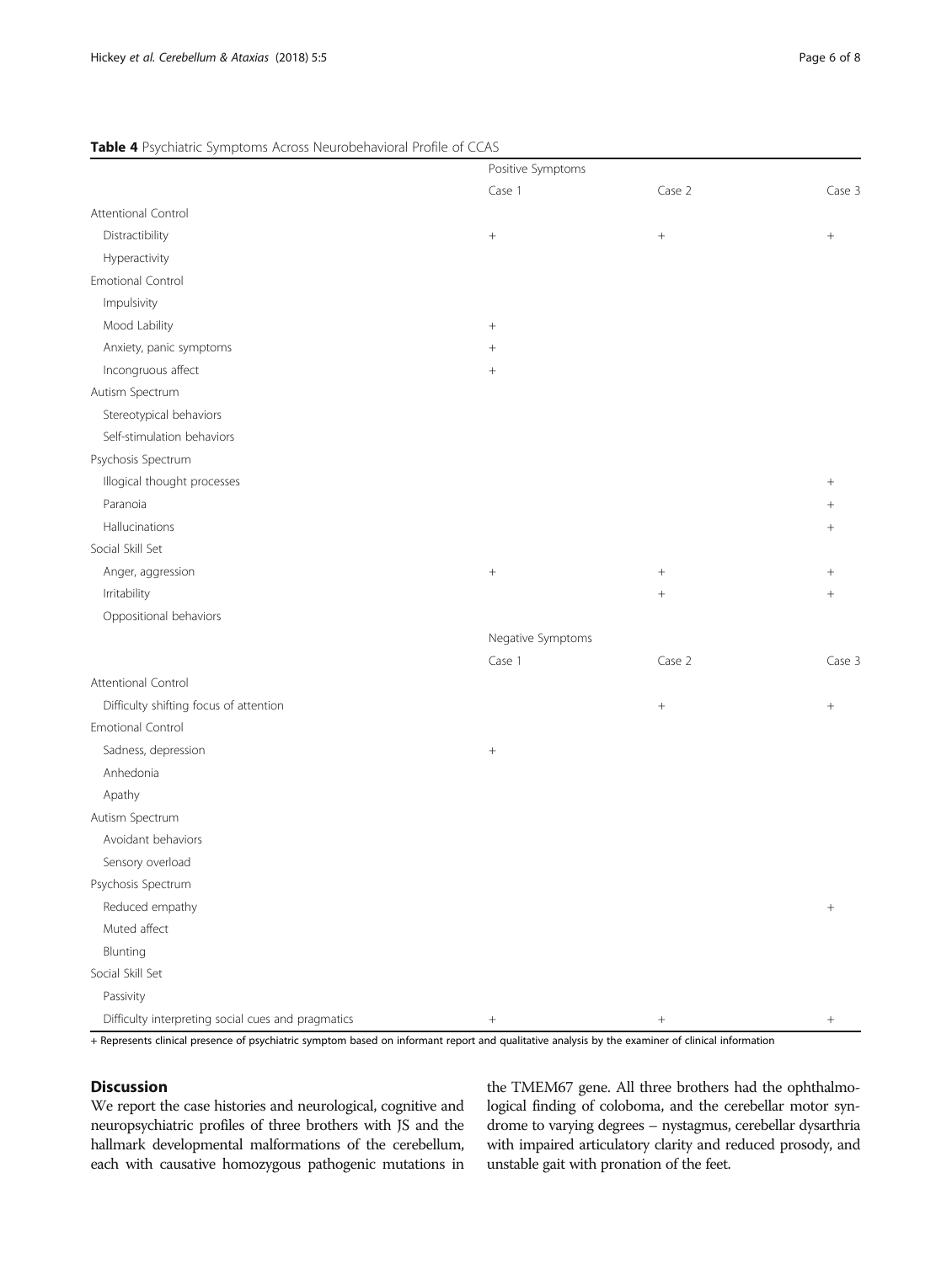**Table 4** Psychiatric Symptoms Across Neurobehavioral Profile of CCAS

| | Positive Symptoms | | |
|---|---|---|---|
| | Case 1 | Case 2 | Case 3 |
| Attentional Control | | | |
| Distractibility | + | + | + |
| Hyperactivity | | | |
| Emotional Control | | | |
| Impulsivity | | | |
| Mood Lability | + | | |
| Anxiety, panic symptoms | + | | |
| Incongruous affect | + | | |
| Autism Spectrum | | | |
| Stereotypical behaviors | | | |
| Self-stimulation behaviors | | | |
| Psychosis Spectrum | | | |
| Illogical thought processes | | | + |
| Paranoia | | | + |
| Hallucinations | | | + |
| Social Skill Set | | | |
| Anger, aggression | + | + | + |
| Irritability | | + | + |
| Oppositional behaviors | | | |
| | Negative Symptoms | | |
| | Case 1 | Case 2 | Case 3 |
| Attentional Control | | | |
| Difficulty shifting focus of attention | | + | + |
| Emotional Control | | | |
| Sadness, depression | + | | |
| Anhedonia | | | |
| Apathy | | | |
| Autism Spectrum | | | |
| Avoidant behaviors | | | |
| Sensory overload | | | |
| Psychosis Spectrum | | | |
| Reduced empathy | | | + |
| Muted affect | | | |
| Blunting | | | |
| Social Skill Set | | | |
| Passivity | | | |
| Difficulty interpreting social cues and pragmatics | + | + | + |

+ Represents clinical presence of psychiatric symptom based on informant report and qualitative analysis by the examiner of clinical information

## Discussion

We report the case histories and neurological, cognitive and neuropsychiatric profiles of three brothers with JS and the hallmark developmental malformations of the cerebellum, each with causative homozygous pathogenic mutations in the TMEM67 gene. All three brothers had the ophthalmological finding of coloboma, and the cerebellar motor syndrome to varying degrees – nystagmus, cerebellar dysarthria with impaired articulatory clarity and reduced prosody, and unstable gait with pronation of the feet.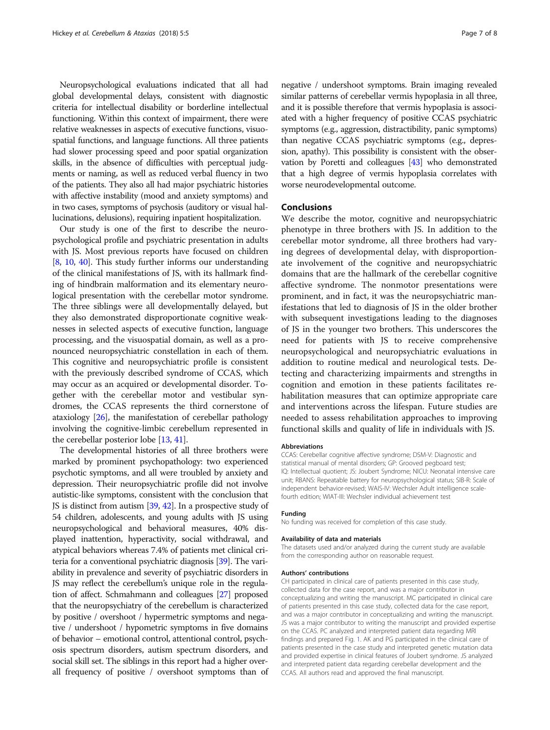Neuropsychological evaluations indicated that all had global developmental delays, consistent with diagnostic criteria for intellectual disability or borderline intellectual functioning. Within this context of impairment, there were relative weaknesses in aspects of executive functions, visuospatial functions, and language functions. All three patients had slower processing speed and poor spatial organization skills, in the absence of difficulties with perceptual judgments or naming, as well as reduced verbal fluency in two of the patients. They also all had major psychiatric histories with affective instability (mood and anxiety symptoms) and in two cases, symptoms of psychosis (auditory or visual hallucinations, delusions), requiring inpatient hospitalization.

Our study is one of the first to describe the neuropsychological profile and psychiatric presentation in adults with JS. Most previous reports have focused on children [8, 10, 40]. This study further informs our understanding of the clinical manifestations of JS, with its hallmark finding of hindbrain malformation and its elementary neurological presentation with the cerebellar motor syndrome. The three siblings were all developmentally delayed, but they also demonstrated disproportionate cognitive weaknesses in selected aspects of executive function, language processing, and the visuospatial domain, as well as a pronounced neuropsychiatric constellation in each of them. This cognitive and neuropsychiatric profile is consistent with the previously described syndrome of CCAS, which may occur as an acquired or developmental disorder. Together with the cerebellar motor and vestibular syndromes, the CCAS represents the third cornerstone of ataxiology [26], the manifestation of cerebellar pathology involving the cognitive-limbic cerebellum represented in the cerebellar posterior lobe [13, 41].

The developmental histories of all three brothers were marked by prominent psychopathology: two experienced psychotic symptoms, and all were troubled by anxiety and depression. Their neuropsychiatric profile did not involve autistic-like symptoms, consistent with the conclusion that JS is distinct from autism [39, 42]. In a prospective study of 54 children, adolescents, and young adults with JS using neuropsychological and behavioral measures, 40% displayed inattention, hyperactivity, social withdrawal, and atypical behaviors whereas 7.4% of patients met clinical criteria for a conventional psychiatric diagnosis [39]. The variability in prevalence and severity of psychiatric disorders in JS may reflect the cerebellum's unique role in the regulation of affect. Schmahmann and colleagues [27] proposed that the neuropsychiatry of the cerebellum is characterized by positive / overshoot / hypermetric symptoms and negative / undershoot / hypometric symptoms in five domains of behavior – emotional control, attentional control, psychosis spectrum disorders, autism spectrum disorders, and social skill set. The siblings in this report had a higher overall frequency of positive / overshoot symptoms than of negative / undershoot symptoms. Brain imaging revealed similar patterns of cerebellar vermis hypoplasia in all three, and it is possible therefore that vermis hypoplasia is associated with a higher frequency of positive CCAS psychiatric symptoms (e.g., aggression, distractibility, panic symptoms) than negative CCAS psychiatric symptoms (e.g., depression, apathy). This possibility is consistent with the observation by Poretti and colleagues [43] who demonstrated that a high degree of vermis hypoplasia correlates with worse neurodevelopmental outcome.

## Conclusions

We describe the motor, cognitive and neuropsychiatric phenotype in three brothers with JS. In addition to the cerebellar motor syndrome, all three brothers had varying degrees of developmental delay, with disproportionate involvement of the cognitive and neuropsychiatric domains that are the hallmark of the cerebellar cognitive affective syndrome. The nonmotor presentations were prominent, and in fact, it was the neuropsychiatric manifestations that led to diagnosis of JS in the older brother with subsequent investigations leading to the diagnoses of JS in the younger two brothers. This underscores the need for patients with JS to receive comprehensive neuropsychological and neuropsychiatric evaluations in addition to routine medical and neurological tests. Detecting and characterizing impairments and strengths in cognition and emotion in these patients facilitates rehabilitation measures that can optimize appropriate care and interventions across the lifespan. Future studies are needed to assess rehabilitation approaches to improving functional skills and quality of life in individuals with JS.

#### Abbreviations

CCAS: Cerebellar cognitive affective syndrome; DSM-V: Diagnostic and statistical manual of mental disorders; GP: Grooved pegboard test; IQ: Intellectual quotient; JS: Joubert Syndrome; NICU: Neonatal intensive care unit; RBANS: Repeatable battery for neuropsychological status; SIB-R: Scale of independent behavior-revised; WAIS-IV: Wechsler Adult intelligence scale-fourth edition; WIAT-III: Wechsler individual achievement test

#### Funding

No funding was received for completion of this case study.

#### Availability of data and materials

The datasets used and/or analyzed during the current study are available from the corresponding author on reasonable request.

#### Authors' contributions

CH participated in clinical care of patients presented in this case study, collected data for the case report, and was a major contributor in conceptualizing and writing the manuscript. MC participated in clinical care of patients presented in this case study, collected data for the case report, and was a major contributor in conceptualizing and writing the manuscript. JS was a major contributor to writing the manuscript and provided expertise on the CCAS. PC analyzed and interpreted patient data regarding MRI findings and prepared Fig. 1. AK and PG participated in the clinical care of patients presented in the case study and interpreted genetic mutation data and provided expertise in clinical features of Joubert syndrome. JS analyzed and interpreted patient data regarding cerebellar development and the CCAS. All authors read and approved the final manuscript.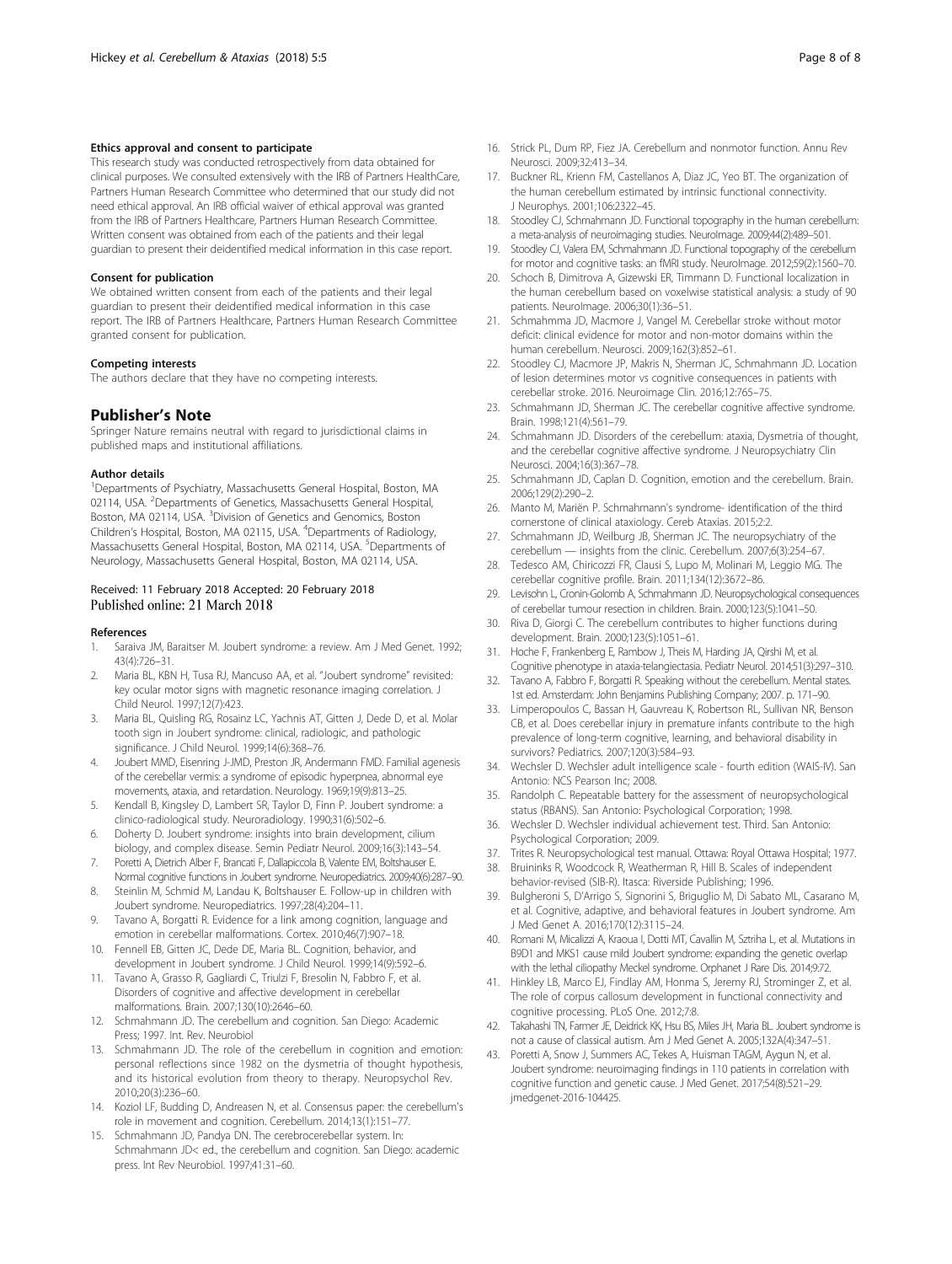#### Ethics approval and consent to participate

This research study was conducted retrospectively from data obtained for clinical purposes. We consulted extensively with the IRB of Partners HealthCare, Partners Human Research Committee who determined that our study did not need ethical approval. An IRB official waiver of ethical approval was granted from the IRB of Partners Healthcare, Partners Human Research Committee. Written consent was obtained from each of the patients and their legal guardian to present their deidentified medical information in this case report.

#### Consent for publication

We obtained written consent from each of the patients and their legal guardian to present their deidentified medical information in this case report. The IRB of Partners Healthcare, Partners Human Research Committee granted consent for publication.

#### Competing interests

The authors declare that they have no competing interests.

## Publisher's Note

Springer Nature remains neutral with regard to jurisdictional claims in published maps and institutional affiliations.

#### Author details

[1]Departments of Psychiatry, Massachusetts General Hospital, Boston, MA 02114, USA. [2]Departments of Genetics, Massachusetts General Hospital, Boston, MA 02114, USA. [3]Division of Genetics and Genomics, Boston Children's Hospital, Boston, MA 02115, USA. [4]Departments of Radiology, Massachusetts General Hospital, Boston, MA 02114, USA. [5]Department of Neurology, Massachusetts General Hospital, Boston, MA 02114, USA.

Received: 11 February 2018 Accepted: 20 February 2018
Published online: 21 March 2018

#### References

1. Saraiva JM, Baraitser M. Joubert syndrome: a review. Am J Med Genet. 1992; 43(4):726–31.
2. Maria BL, KBN H, Tusa RJ, Mancuso AA, et al. "Joubert syndrome" revisited: key ocular motor signs with magnetic resonance imaging correlation. J Child Neurol. 1997;12(7):423.
3. Maria BL, Quisling RG, Rosainz LC, Yachnis AT, Gitten J, Dede D, et al. Molar tooth sign in Joubert syndrome: clinical, radiologic, and pathologic significance. J Child Neurol. 1999;14(6):368–76.
4. Joubert MMD, Eisenring J-JMD, Preston JR, Andermann FMD. Familial agenesis of the cerebellar vermis: a syndrome of episodic hyperpnea, abnormal eye movements, ataxia, and retardation. Neurology. 1969;19(9):813–25.
5. Kendall B, Kingsley D, Lambert SR, Taylor D, Finn P. Joubert syndrome: a clinico-radiological study. Neuroradiology. 1990;31(6):502–6.
6. Doherty D. Joubert syndrome: insights into brain development, cilium biology, and complex disease. Semin Pediatr Neurol. 2009;16(3):143–54.
7. Poretti A, Dietrich Alber F, Brancati F, Dallapiccola B, Valente EM, Boltshauser E. Normal cognitive functions in Joubert syndrome. Neuropediatrics. 2009;40(6):287–90.
8. Steinlin M, Schmid M, Landau K, Boltshauser E. Follow-up in children with Joubert syndrome. Neuropediatrics. 1997;28(4):204–11.
9. Tavano A, Borgatti R. Evidence for a link among cognition, language and emotion in cerebellar malformations. Cortex. 2010;46(7):907–18.
10. Fennell EB, Gitten JC, Dede DE, Maria BL. Cognition, behavior, and development in Joubert syndrome. J Child Neurol. 1999;14(9):592–6.
11. Tavano A, Grasso R, Gagliardi C, Triulzi F, Bresolin N, Fabbro F, et al. Disorders of cognitive and affective development in cerebellar malformations. Brain. 2007;130(10):2646–60.
12. Schmahmann JD. The cerebellum and cognition. San Diego: Academic Press; 1997. Int. Rev. Neurobiol
13. Schmahmann JD. The role of the cerebellum in cognition and emotion: personal reflections since 1982 on the dysmetria of thought hypothesis, and its historical evolution from theory to therapy. Neuropsychol Rev. 2010;20(3):236–60.
14. Koziol LF, Budding D, Andreasen N, et al. Consensus paper: the cerebellum's role in movement and cognition. Cerebellum. 2014;13(1):151–77.
15. Schmahmann JD, Pandya DN. The cerebrocerebellar system. In: Schmahmann JD< ed., the cerebellum and cognition. San Diego: academic press. Int Rev Neurobiol. 1997;41:31–60.
16. Strick PL, Dum RP, Fiez JA. Cerebellum and nonmotor function. Annu Rev Neurosci. 2009;32:413–34.
17. Buckner RL, Krienn FM, Castellanos A, Diaz JC, Yeo BT. The organization of the human cerebellum estimated by intrinsic functional connectivity. J Neurophys. 2001;106:2322–45.
18. Stoodley CJ, Schmahmann JD. Functional topography in the human cerebellum: a meta-analysis of neuroimaging studies. NeuroImage. 2009;44(2):489–501.
19. Stoodley CJ, Valera EM, Schmahmann JD. Functional topography of the cerebellum for motor and cognitive tasks: an fMRI study. NeuroImage. 2012;59(2):1560–70.
20. Schoch B, Dimitrova A, Gizewski ER, Timmann D. Functional localization in the human cerebellum based on voxelwise statistical analysis: a study of 90 patients. NeuroImage. 2006;30(1):36–51.
21. Schmahmma JD, Macmore J, Vangel M. Cerebellar stroke without motor deficit: clinical evidence for motor and non-motor domains within the human cerebellum. Neurosci. 2009;162(3):852–61.
22. Stoodley CJ, Macmore JP, Makris N, Sherman JC, Schmahmann JD. Location of lesion determines motor vs cognitive consequences in patients with cerebellar stroke. 2016. Neuroimage Clin. 2016;12:765–75.
23. Schmahmann JD, Sherman JC. The cerebellar cognitive affective syndrome. Brain. 1998;121(4):561–79.
24. Schmahmann JD. Disorders of the cerebellum: ataxia, Dysmetria of thought, and the cerebellar cognitive affective syndrome. J Neuropsychiatry Clin Neurosci. 2004;16(3):367–78.
25. Schmahmann JD, Caplan D. Cognition, emotion and the cerebellum. Brain. 2006;129(2):290–2.
26. Manto M, Mariën P. Schmahmann's syndrome- identification of the third cornerstone of clinical ataxiology. Cereb Ataxias. 2015;2:2.
27. Schmahmann JD, Weilburg JB, Sherman JC. The neuropsychiatry of the cerebellum — insights from the clinic. Cerebellum. 2007;6(3):254–67.
28. Tedesco AM, Chiricozzi FR, Clausi S, Lupo M, Molinari M, Leggio MG. The cerebellar cognitive profile. Brain. 2011;134(12):3672–86.
29. Levisohn L, Cronin-Golomb A, Schmahmann JD. Neuropsychological consequences of cerebellar tumour resection in children. Brain. 2000;123(5):1041–50.
30. Riva D, Giorgi C. The cerebellum contributes to higher functions during development. Brain. 2000;123(5):1051–61.
31. Hoche F, Frankenberg E, Rambow J, Theis M, Harding JA, Qirshi M, et al. Cognitive phenotype in ataxia-telangiectasia. Pediatr Neurol. 2014;51(3):297–310.
32. Tavano A, Fabbro F, Borgatti R. Speaking without the cerebellum. Mental states. 1st ed. Amsterdam: John Benjamins Publishing Company; 2007. p. 171–90.
33. Limperopoulos C, Bassan H, Gauvreau K, Robertson RL, Sullivan NR, Benson CB, et al. Does cerebellar injury in premature infants contribute to the high prevalence of long-term cognitive, learning, and behavioral disability in survivors? Pediatrics. 2007;120(3):584–93.
34. Wechsler D. Wechsler adult intelligence scale - fourth edition (WAIS-IV). San Antonio: NCS Pearson Inc; 2008.
35. Randolph C. Repeatable battery for the assessment of neuropsychological status (RBANS). San Antonio: Psychological Corporation; 1998.
36. Wechsler D. Wechsler individual achievement test. Third. San Antonio: Psychological Corporation; 2009.
37. Trites R. Neuropsychological test manual. Ottawa: Royal Ottawa Hospital; 1977.
38. Bruininks R, Woodcock R, Weatherman R, Hill B. Scales of independent behavior-revised (SIB-R). Itasca: Riverside Publishing; 1996.
39. Bulgheroni S, D'Arrigo S, Signorini S, Briguglio M, Di Sabato ML, Casarano M, et al. Cognitive, adaptive, and behavioral features in Joubert syndrome. Am J Med Genet A. 2016;170(12):3115–24.
40. Romani M, Micalizzi A, Kraoua I, Dotti MT, Cavallin M, Sztriha L, et al. Mutations in B9D1 and MKS1 cause mild Joubert syndrome: expanding the genetic overlap with the lethal ciliopathy Meckel syndrome. Orphanet J Rare Dis. 2014;9:72.
41. Hinkley LB, Marco EJ, Findlay AM, Honma S, Jeremy RJ, Strominger Z, et al. The role of corpus callosum development in functional connectivity and cognitive processing. PLoS One. 2012;7:8.
42. Takahashi TN, Farmer JE, Deidrick KK, Hsu BS, Miles JH, Maria BL. Joubert syndrome is not a cause of classical autism. Am J Med Genet A. 2005;132A(4):347–51.
43. Poretti A, Snow J, Summers AC, Tekes A, Huisman TAGM, Aygun N, et al. Joubert syndrome: neuroimaging findings in 110 patients in correlation with cognitive function and genetic cause. J Med Genet. 2017;54(8):521–29. jmedgenet-2016-104425.